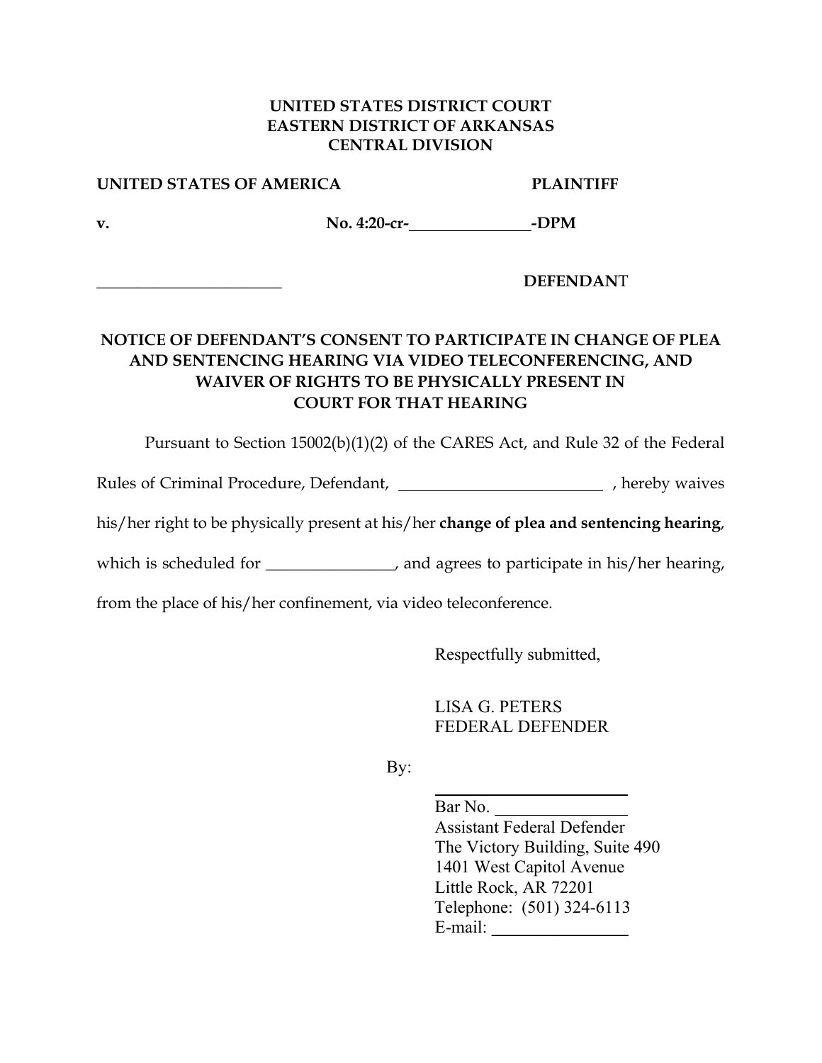**UNITED STATES DISTRICT COURT**
**EASTERN DISTRICT OF ARKANSAS**
**CENTRAL DIVISION**

**UNITED STATES OF AMERICA** **PLAINTIFF**

**v.** **No. 4:20-cr-\_\_\_\_\_\_\_\_\_\_\_\_\_\_\_-DPM**

\_\_\_\_\_\_\_\_\_\_\_\_\_\_\_\_\_\_\_\_\_\_\_\_ **DEFENDANT**

**NOTICE OF DEFENDANT'S CONSENT TO PARTICIPATE IN CHANGE OF PLEA AND SENTENCING HEARING VIA VIDEO TELECONFERENCING, AND WAIVER OF RIGHTS TO BE PHYSICALLY PRESENT IN COURT FOR THAT HEARING**

Pursuant to Section 15002(b)(1)(2) of the CARES Act, and Rule 32 of the Federal Rules of Criminal Procedure, Defendant, \_\_\_\_\_\_\_\_\_\_\_\_\_\_\_\_\_\_\_\_\_\_\_\_\_\_ , hereby waives his/her right to be physically present at his/her **change of plea and sentencing hearing**, which is scheduled for \_\_\_\_\_\_\_\_\_\_\_\_\_\_\_\_, and agrees to participate in his/her hearing, from the place of his/her confinement, via video teleconference.

Respectfully submitted,

LISA G. PETERS
FEDERAL DEFENDER

By:

\_\_\_\_\_\_\_\_\_\_\_\_\_\_\_\_\_\_\_\_\_\_\_\_
Bar No. \_\_\_\_\_\_\_\_\_\_\_\_\_\_\_\_
Assistant Federal Defender
The Victory Building, Suite 490
1401 West Capitol Avenue
Little Rock, AR 72201
Telephone: (501) 324-6113
E-mail: \_\_\_\_\_\_\_\_\_\_\_\_\_\_\_\_\_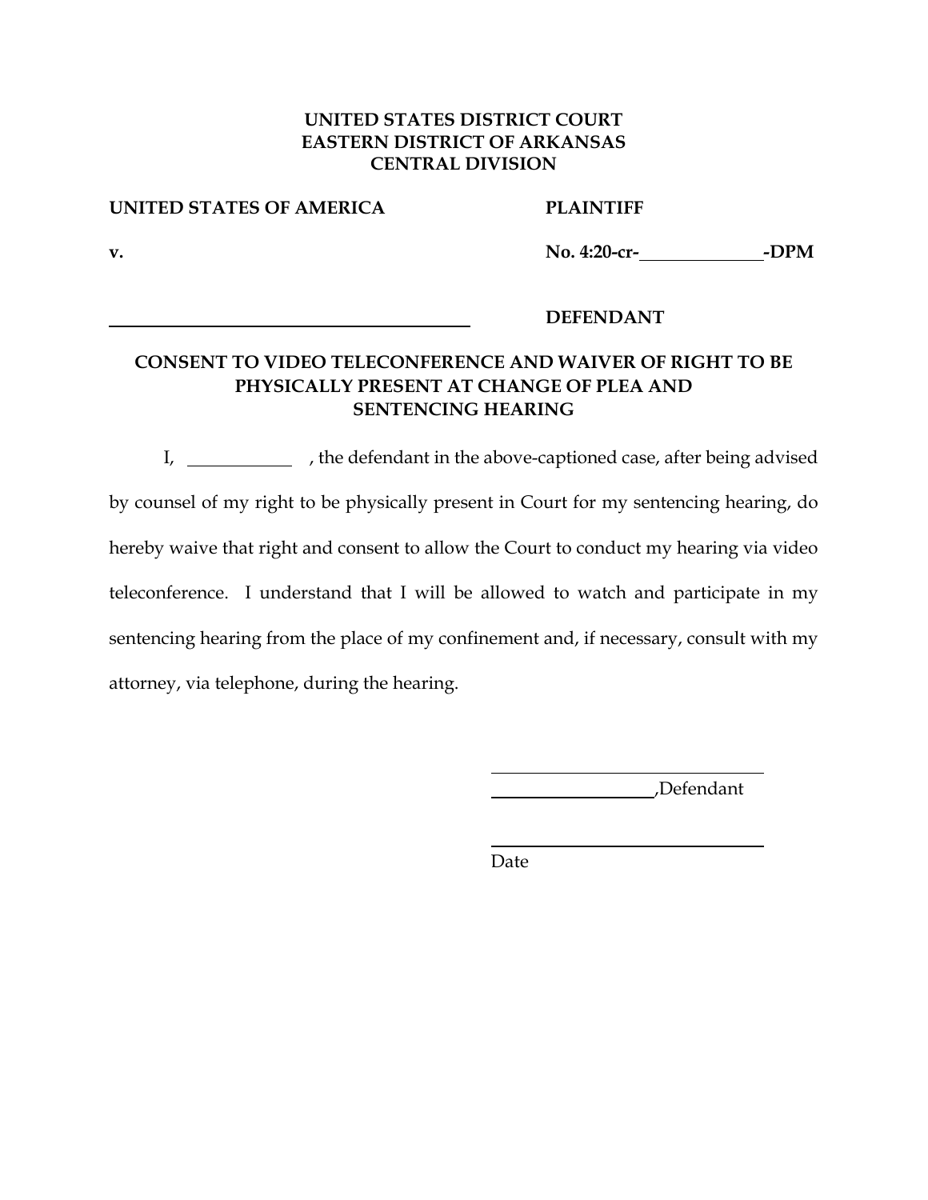**UNITED STATES DISTRICT COURT**
**EASTERN DISTRICT OF ARKANSAS**
**CENTRAL DIVISION**

**UNITED STATES OF AMERICA** **PLAINTIFF**

**v.** **No. 4:20-cr-\_\_\_\_\_\_\_\_\_\_\_\_\_\_-DPM**

\_\_\_\_\_\_\_\_\_\_\_\_\_\_\_\_\_\_\_\_\_\_\_\_\_\_\_\_\_\_\_\_\_\_\_\_\_\_\_\_ **DEFENDANT**

**CONSENT TO VIDEO TELECONFERENCE AND WAIVER OF RIGHT TO BE PHYSICALLY PRESENT AT CHANGE OF PLEA AND SENTENCING HEARING**

I, \_\_\_\_\_\_\_\_\_\_\_\_ , the defendant in the above-captioned case, after being advised by counsel of my right to be physically present in Court for my sentencing hearing, do hereby waive that right and consent to allow the Court to conduct my hearing via video teleconference. I understand that I will be allowed to watch and participate in my sentencing hearing from the place of my confinement and, if necessary, consult with my attorney, via telephone, during the hearing.

\_\_\_\_\_\_\_\_\_\_\_\_\_\_\_\_\_\_\_\_\_\_\_\_\_\_\_\_\_\_\_\_
\_\_\_\_\_\_\_\_\_\_\_\_\_\_\_\_\_\_\_\_,Defendant

\_\_\_\_\_\_\_\_\_\_\_\_\_\_\_\_\_\_\_\_\_\_\_\_\_\_\_\_\_\_\_\_
Date